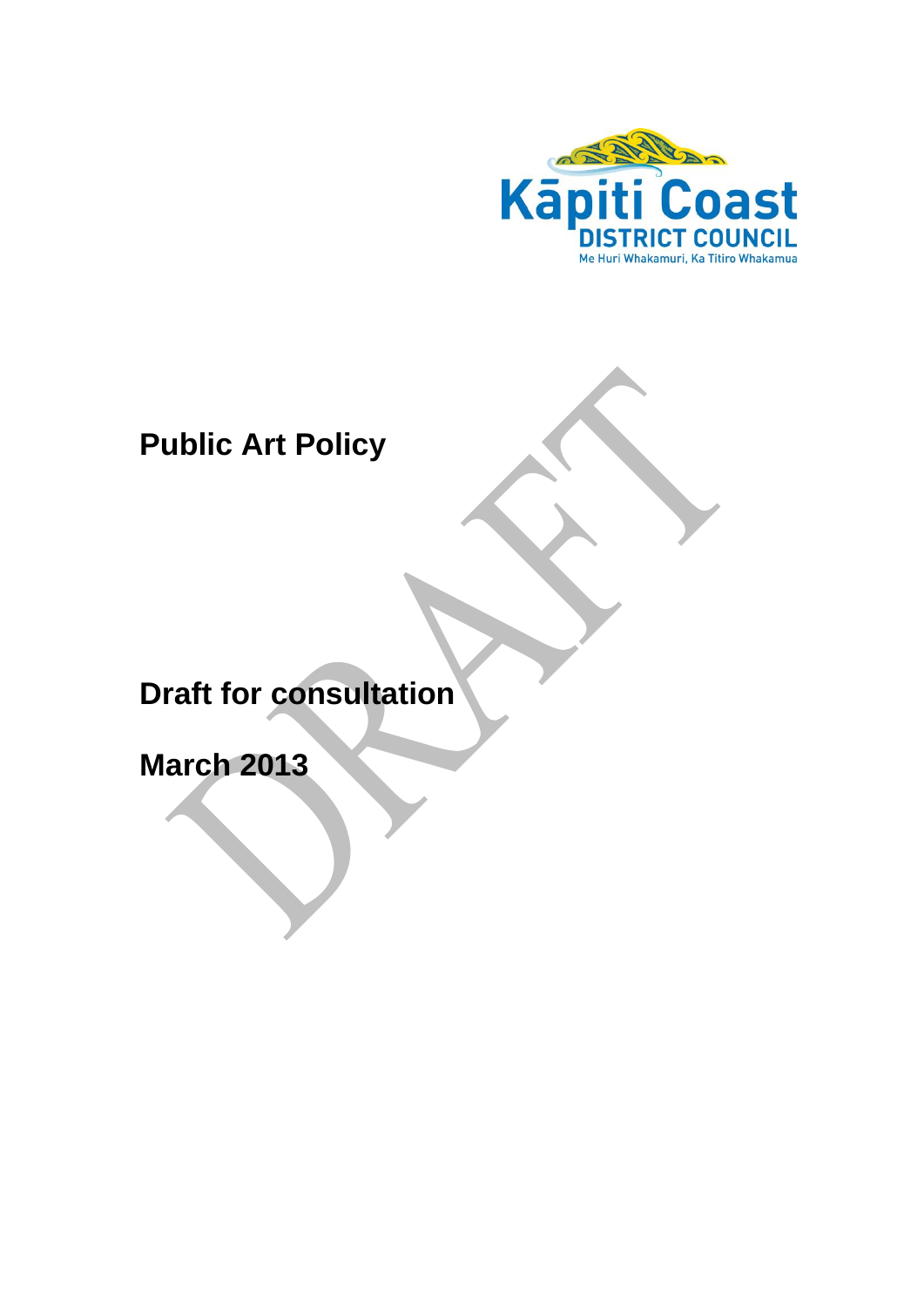Kāpiti Coast
DISTRICT COUNCIL
Me Huri Whakamuri, Ka Titiro Whakamua

# Public Art Policy

## Draft for consultation

## March 2013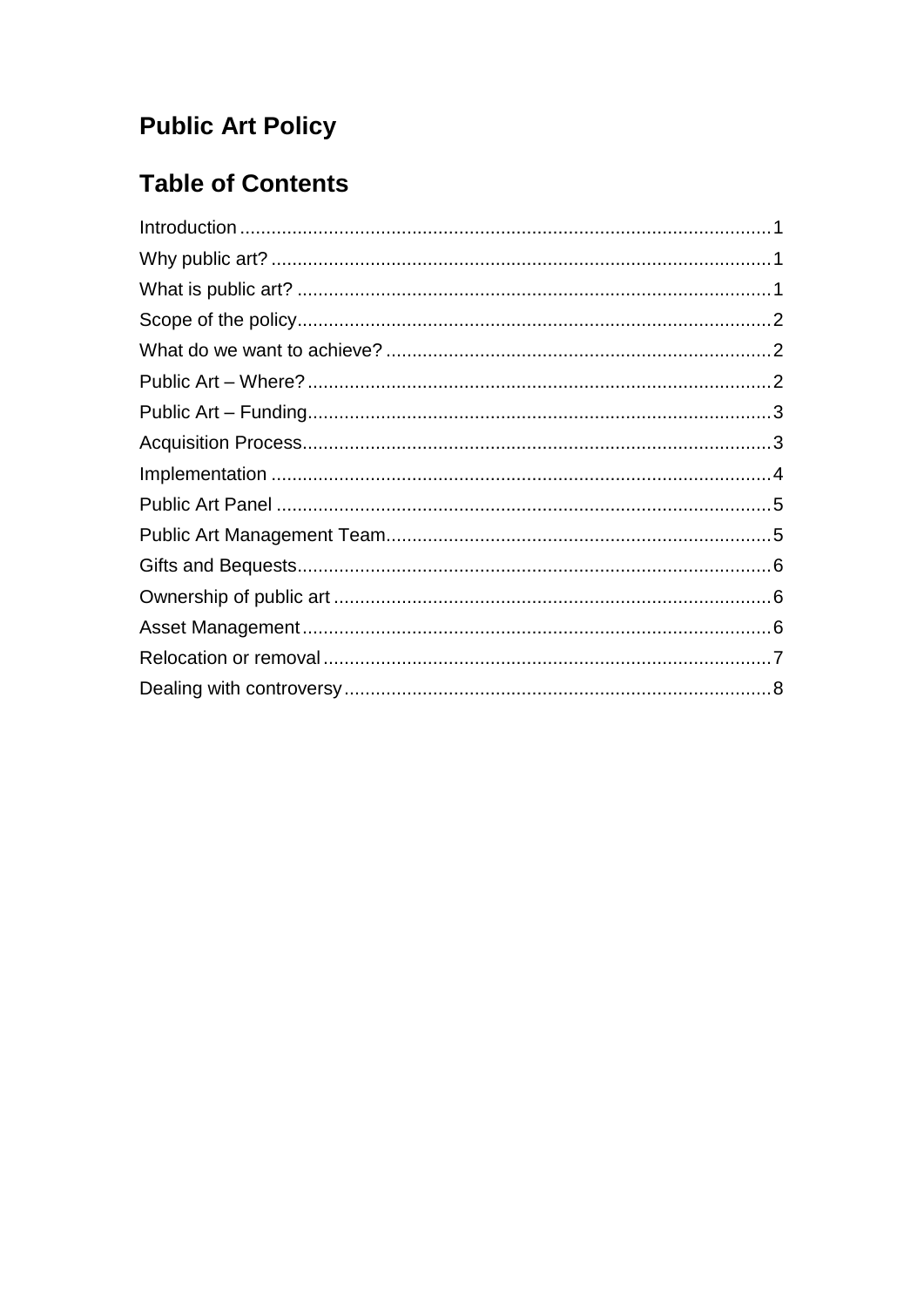# Public Art Policy

## Table of Contents

Introduction ..... 1
Why public art? ..... 1
What is public art? ..... 1
Scope of the policy ..... 2
What do we want to achieve? ..... 2
Public Art – Where? ..... 2
Public Art – Funding ..... 3
Acquisition Process ..... 3
Implementation ..... 4
Public Art Panel ..... 5
Public Art Management Team ..... 5
Gifts and Bequests ..... 6
Ownership of public art ..... 6
Asset Management ..... 6
Relocation or removal ..... 7
Dealing with controversy ..... 8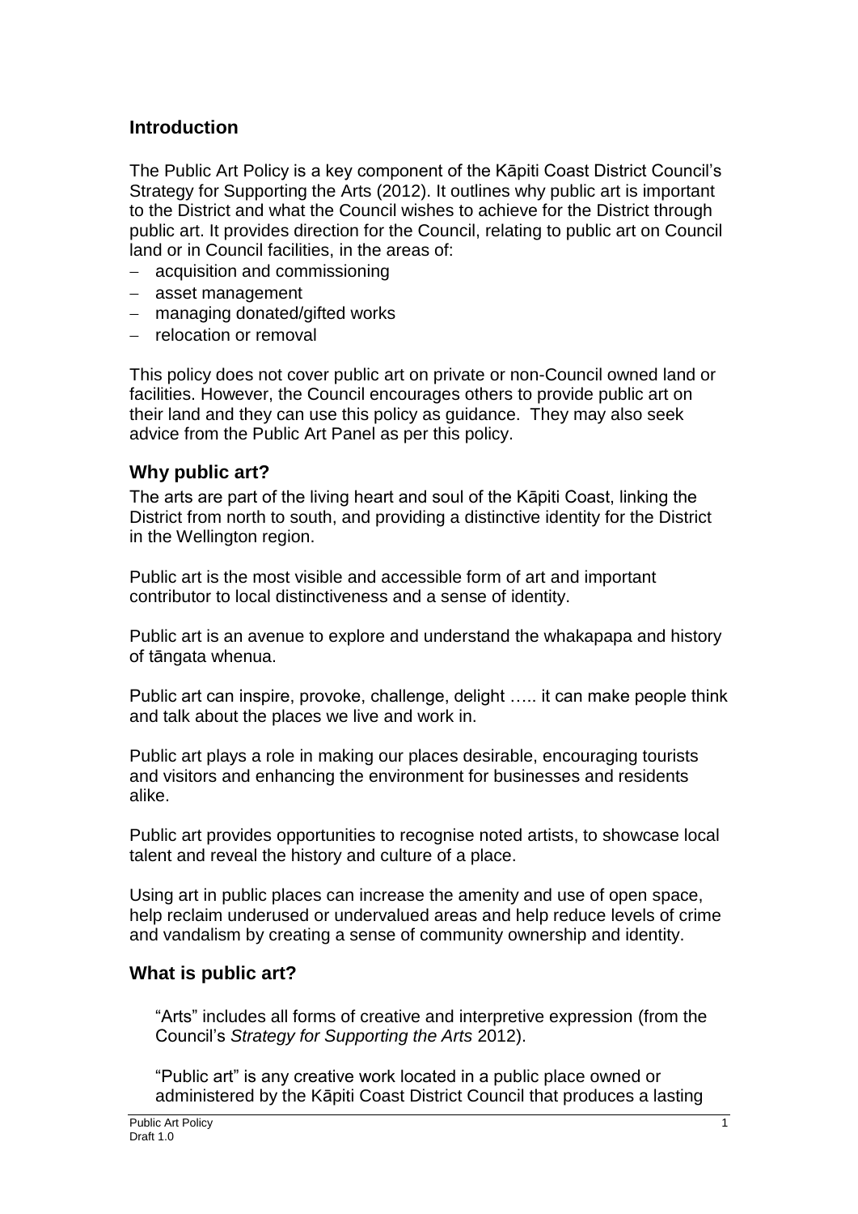## Introduction

The Public Art Policy is a key component of the Kāpiti Coast District Council's Strategy for Supporting the Arts (2012). It outlines why public art is important to the District and what the Council wishes to achieve for the District through public art. It provides direction for the Council, relating to public art on Council land or in Council facilities, in the areas of:

- acquisition and commissioning
- asset management
- managing donated/gifted works
- relocation or removal

This policy does not cover public art on private or non-Council owned land or facilities. However, the Council encourages others to provide public art on their land and they can use this policy as guidance. They may also seek advice from the Public Art Panel as per this policy.

## Why public art?

The arts are part of the living heart and soul of the Kāpiti Coast, linking the District from north to south, and providing a distinctive identity for the District in the Wellington region.

Public art is the most visible and accessible form of art and important contributor to local distinctiveness and a sense of identity.

Public art is an avenue to explore and understand the whakapapa and history of tāngata whenua.

Public art can inspire, provoke, challenge, delight ….. it can make people think and talk about the places we live and work in.

Public art plays a role in making our places desirable, encouraging tourists and visitors and enhancing the environment for businesses and residents alike.

Public art provides opportunities to recognise noted artists, to showcase local talent and reveal the history and culture of a place.

Using art in public places can increase the amenity and use of open space, help reclaim underused or undervalued areas and help reduce levels of crime and vandalism by creating a sense of community ownership and identity.

## What is public art?

"Arts" includes all forms of creative and interpretive expression (from the Council's *Strategy for Supporting the Arts* 2012).

"Public art" is any creative work located in a public place owned or administered by the Kāpiti Coast District Council that produces a lasting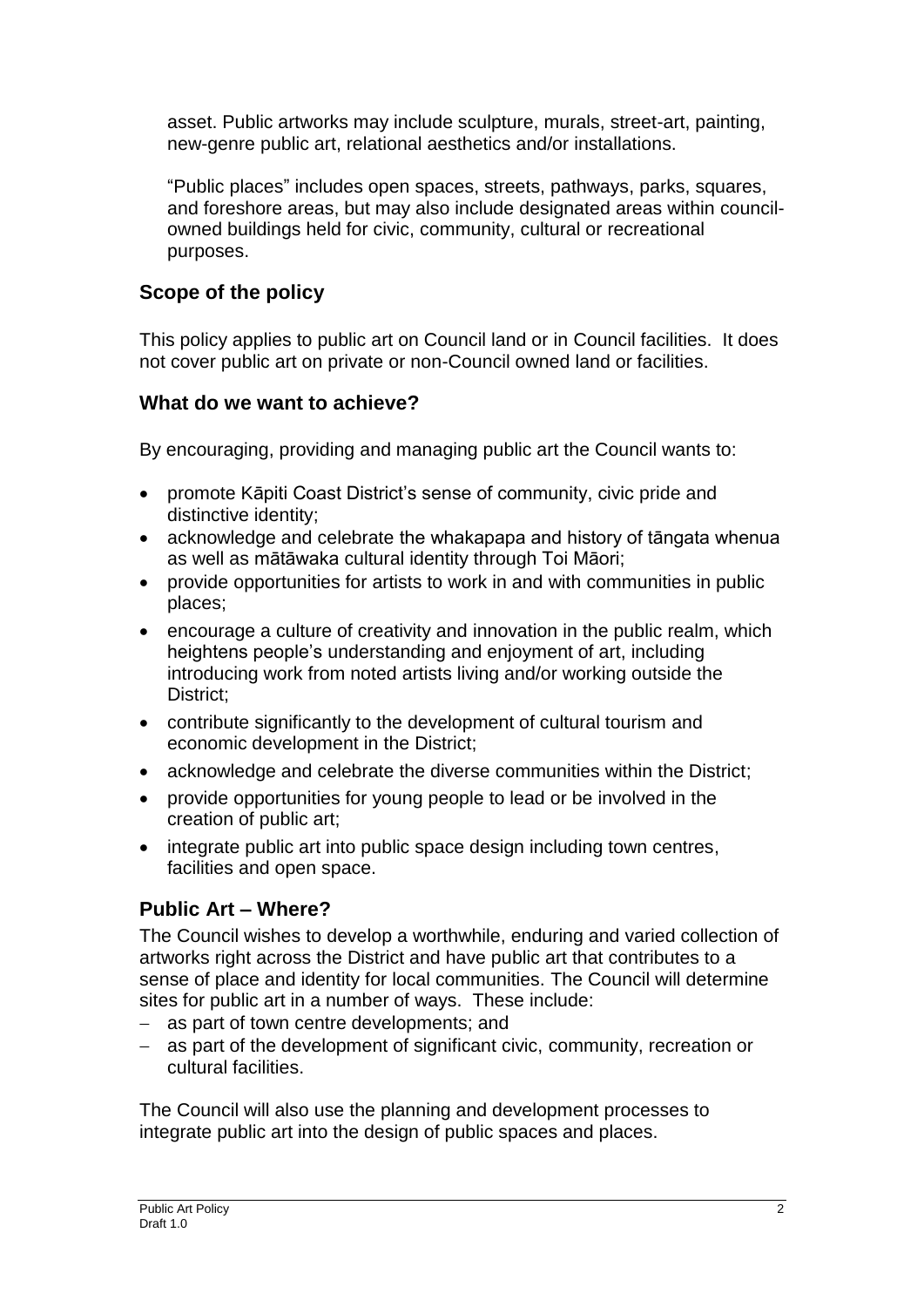asset. Public artworks may include sculpture, murals, street-art, painting, new-genre public art, relational aesthetics and/or installations.

"Public places" includes open spaces, streets, pathways, parks, squares, and foreshore areas, but may also include designated areas within council-owned buildings held for civic, community, cultural or recreational purposes.

## Scope of the policy

This policy applies to public art on Council land or in Council facilities. It does not cover public art on private or non-Council owned land or facilities.

## What do we want to achieve?

By encouraging, providing and managing public art the Council wants to:

- promote Kāpiti Coast District's sense of community, civic pride and distinctive identity;
- acknowledge and celebrate the whakapapa and history of tāngata whenua as well as mātāwaka cultural identity through Toi Māori;
- provide opportunities for artists to work in and with communities in public places;
- encourage a culture of creativity and innovation in the public realm, which heightens people's understanding and enjoyment of art, including introducing work from noted artists living and/or working outside the District;
- contribute significantly to the development of cultural tourism and economic development in the District;
- acknowledge and celebrate the diverse communities within the District;
- provide opportunities for young people to lead or be involved in the creation of public art;
- integrate public art into public space design including town centres, facilities and open space.

## Public Art – Where?

The Council wishes to develop a worthwhile, enduring and varied collection of artworks right across the District and have public art that contributes to a sense of place and identity for local communities. The Council will determine sites for public art in a number of ways. These include:

- as part of town centre developments; and
- as part of the development of significant civic, community, recreation or cultural facilities.

The Council will also use the planning and development processes to integrate public art into the design of public spaces and places.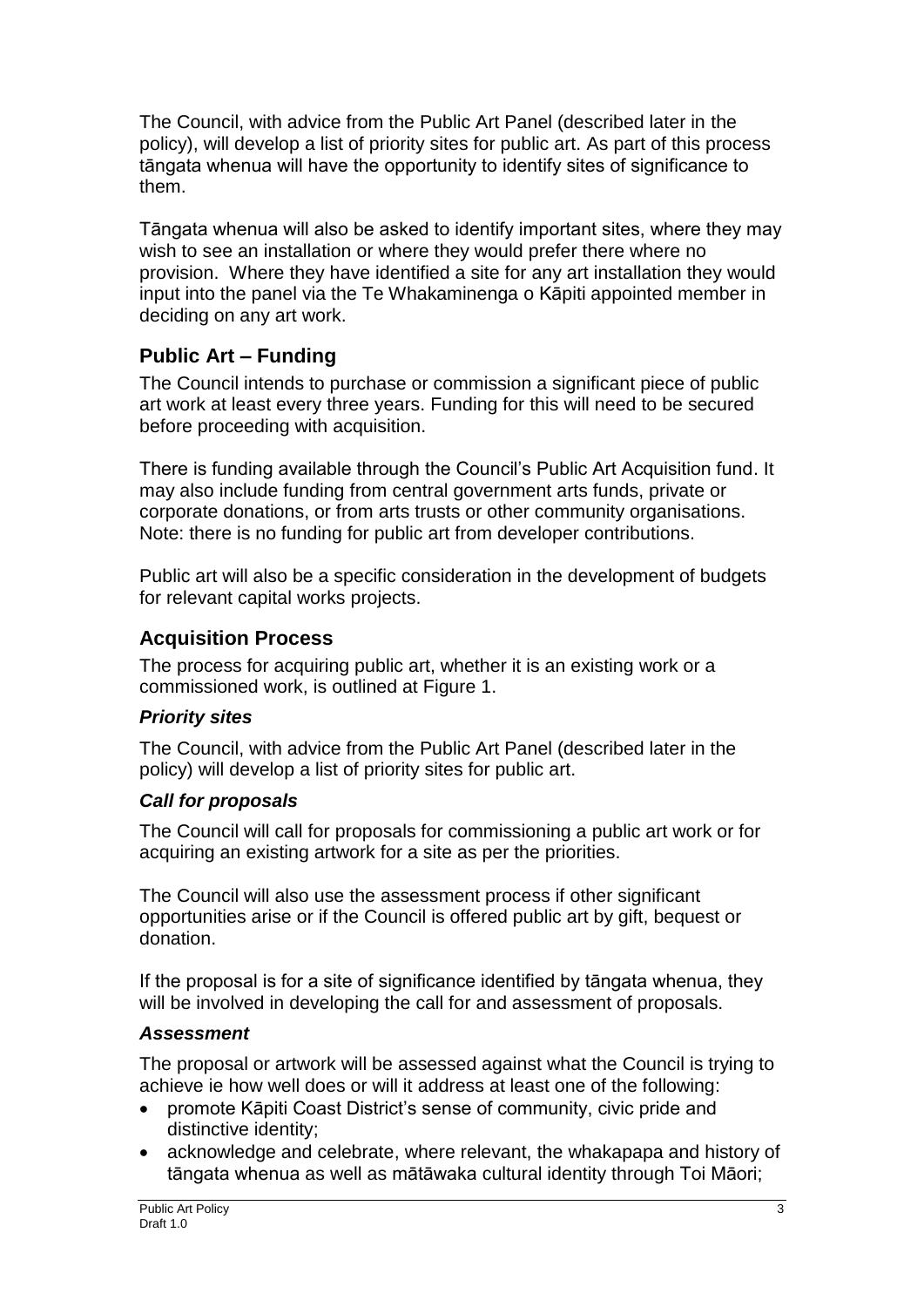The Council, with advice from the Public Art Panel (described later in the policy), will develop a list of priority sites for public art. As part of this process tāngata whenua will have the opportunity to identify sites of significance to them.

Tāngata whenua will also be asked to identify important sites, where they may wish to see an installation or where they would prefer there where no provision. Where they have identified a site for any art installation they would input into the panel via the Te Whakaminenga o Kāpiti appointed member in deciding on any art work.

## Public Art – Funding

The Council intends to purchase or commission a significant piece of public art work at least every three years. Funding for this will need to be secured before proceeding with acquisition.

There is funding available through the Council's Public Art Acquisition fund. It may also include funding from central government arts funds, private or corporate donations, or from arts trusts or other community organisations. Note: there is no funding for public art from developer contributions.

Public art will also be a specific consideration in the development of budgets for relevant capital works projects.

## Acquisition Process

The process for acquiring public art, whether it is an existing work or a commissioned work, is outlined at Figure 1.

### *Priority sites*

The Council, with advice from the Public Art Panel (described later in the policy) will develop a list of priority sites for public art.

### *Call for proposals*

The Council will call for proposals for commissioning a public art work or for acquiring an existing artwork for a site as per the priorities.

The Council will also use the assessment process if other significant opportunities arise or if the Council is offered public art by gift, bequest or donation.

If the proposal is for a site of significance identified by tāngata whenua, they will be involved in developing the call for and assessment of proposals.

### *Assessment*

The proposal or artwork will be assessed against what the Council is trying to achieve ie how well does or will it address at least one of the following:

- promote Kāpiti Coast District's sense of community, civic pride and distinctive identity;
- acknowledge and celebrate, where relevant, the whakapapa and history of tāngata whenua as well as mātāwaka cultural identity through Toi Māori;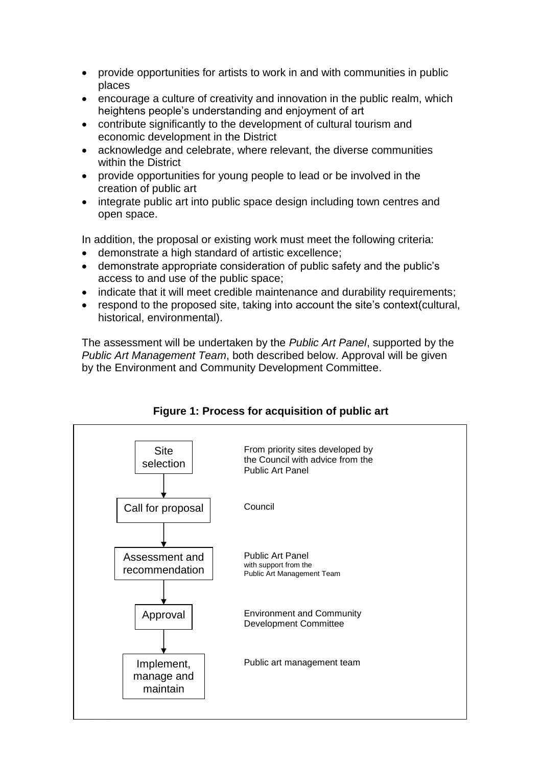- provide opportunities for artists to work in and with communities in public places
- encourage a culture of creativity and innovation in the public realm, which heightens people's understanding and enjoyment of art
- contribute significantly to the development of cultural tourism and economic development in the District
- acknowledge and celebrate, where relevant, the diverse communities within the District
- provide opportunities for young people to lead or be involved in the creation of public art
- integrate public art into public space design including town centres and open space.

In addition, the proposal or existing work must meet the following criteria:

- demonstrate a high standard of artistic excellence;
- demonstrate appropriate consideration of public safety and the public's access to and use of the public space;
- indicate that it will meet credible maintenance and durability requirements;
- respond to the proposed site, taking into account the site's context(cultural, historical, environmental).

The assessment will be undertaken by the *Public Art Panel*, supported by the *Public Art Management Team*, both described below. Approval will be given by the Environment and Community Development Committee.

**Figure 1: Process for acquisition of public art**

| Stage | Responsibility |
| --- | --- |
| Site selection | From priority sites developed by the Council with advice from the Public Art Panel |
| ↓ Call for proposal | Council |
| ↓ Assessment and recommendation | Public Art Panel with support from the Public Art Management Team |
| ↓ Approval | Environment and Community Development Committee |
| ↓ Implement, manage and maintain | Public art management team |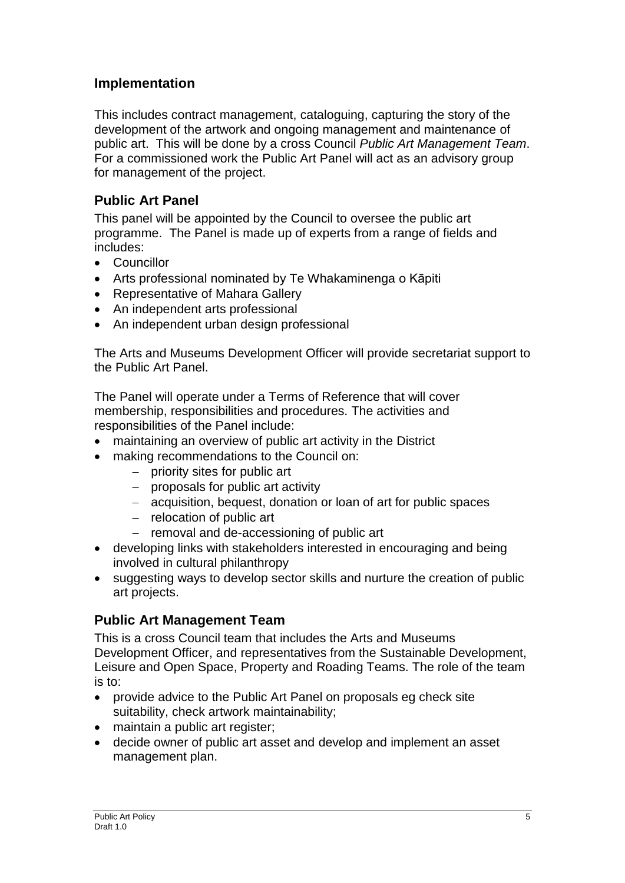## Implementation

This includes contract management, cataloguing, capturing the story of the development of the artwork and ongoing management and maintenance of public art. This will be done by a cross Council *Public Art Management Team*. For a commissioned work the Public Art Panel will act as an advisory group for management of the project.

### Public Art Panel

This panel will be appointed by the Council to oversee the public art programme. The Panel is made up of experts from a range of fields and includes:

- Councillor
- Arts professional nominated by Te Whakaminenga o Kāpiti
- Representative of Mahara Gallery
- An independent arts professional
- An independent urban design professional

The Arts and Museums Development Officer will provide secretariat support to the Public Art Panel.

The Panel will operate under a Terms of Reference that will cover membership, responsibilities and procedures. The activities and responsibilities of the Panel include:

- maintaining an overview of public art activity in the District
- making recommendations to the Council on:
  - priority sites for public art
  - proposals for public art activity
  - acquisition, bequest, donation or loan of art for public spaces
  - relocation of public art
  - removal and de-accessioning of public art
- developing links with stakeholders interested in encouraging and being involved in cultural philanthropy
- suggesting ways to develop sector skills and nurture the creation of public art projects.

### Public Art Management Team

This is a cross Council team that includes the Arts and Museums Development Officer, and representatives from the Sustainable Development, Leisure and Open Space, Property and Roading Teams. The role of the team is to:

- provide advice to the Public Art Panel on proposals eg check site suitability, check artwork maintainability;
- maintain a public art register;
- decide owner of public art asset and develop and implement an asset management plan.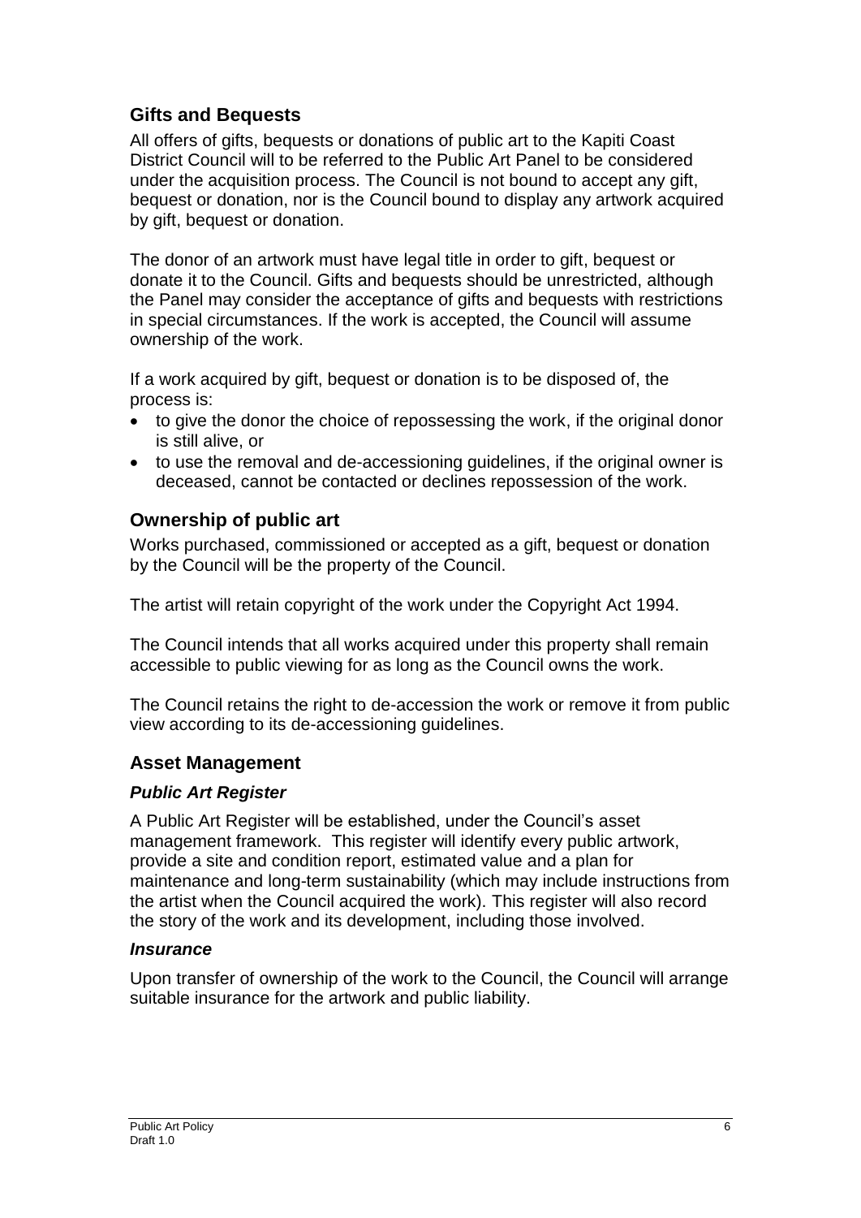## Gifts and Bequests

All offers of gifts, bequests or donations of public art to the Kapiti Coast District Council will to be referred to the Public Art Panel to be considered under the acquisition process. The Council is not bound to accept any gift, bequest or donation, nor is the Council bound to display any artwork acquired by gift, bequest or donation.

The donor of an artwork must have legal title in order to gift, bequest or donate it to the Council. Gifts and bequests should be unrestricted, although the Panel may consider the acceptance of gifts and bequests with restrictions in special circumstances. If the work is accepted, the Council will assume ownership of the work.

If a work acquired by gift, bequest or donation is to be disposed of, the process is:

- to give the donor the choice of repossessing the work, if the original donor is still alive, or
- to use the removal and de-accessioning guidelines, if the original owner is deceased, cannot be contacted or declines repossession of the work.

## Ownership of public art

Works purchased, commissioned or accepted as a gift, bequest or donation by the Council will be the property of the Council.

The artist will retain copyright of the work under the Copyright Act 1994.

The Council intends that all works acquired under this property shall remain accessible to public viewing for as long as the Council owns the work.

The Council retains the right to de-accession the work or remove it from public view according to its de-accessioning guidelines.

## Asset Management

### *Public Art Register*

A Public Art Register will be established, under the Council's asset management framework. This register will identify every public artwork, provide a site and condition report, estimated value and a plan for maintenance and long-term sustainability (which may include instructions from the artist when the Council acquired the work). This register will also record the story of the work and its development, including those involved.

### *Insurance*

Upon transfer of ownership of the work to the Council, the Council will arrange suitable insurance for the artwork and public liability.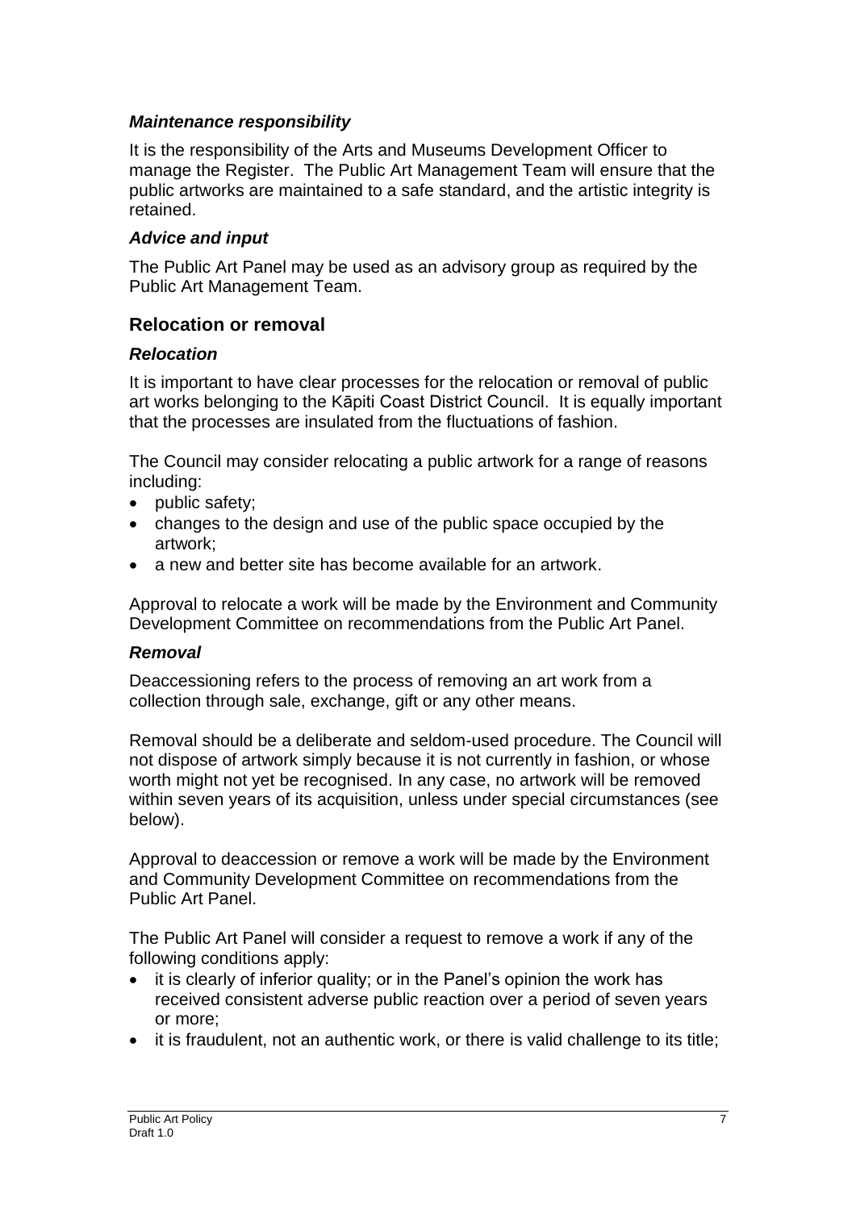### *Maintenance responsibility*

It is the responsibility of the Arts and Museums Development Officer to manage the Register. The Public Art Management Team will ensure that the public artworks are maintained to a safe standard, and the artistic integrity is retained.

### *Advice and input*

The Public Art Panel may be used as an advisory group as required by the Public Art Management Team.

## Relocation or removal

### *Relocation*

It is important to have clear processes for the relocation or removal of public art works belonging to the Kāpiti Coast District Council. It is equally important that the processes are insulated from the fluctuations of fashion.

The Council may consider relocating a public artwork for a range of reasons including:

- public safety;
- changes to the design and use of the public space occupied by the artwork;
- a new and better site has become available for an artwork.

Approval to relocate a work will be made by the Environment and Community Development Committee on recommendations from the Public Art Panel.

### *Removal*

Deaccessioning refers to the process of removing an art work from a collection through sale, exchange, gift or any other means.

Removal should be a deliberate and seldom-used procedure. The Council will not dispose of artwork simply because it is not currently in fashion, or whose worth might not yet be recognised. In any case, no artwork will be removed within seven years of its acquisition, unless under special circumstances (see below).

Approval to deaccession or remove a work will be made by the Environment and Community Development Committee on recommendations from the Public Art Panel.

The Public Art Panel will consider a request to remove a work if any of the following conditions apply:

- it is clearly of inferior quality; or in the Panel's opinion the work has received consistent adverse public reaction over a period of seven years or more;
- it is fraudulent, not an authentic work, or there is valid challenge to its title;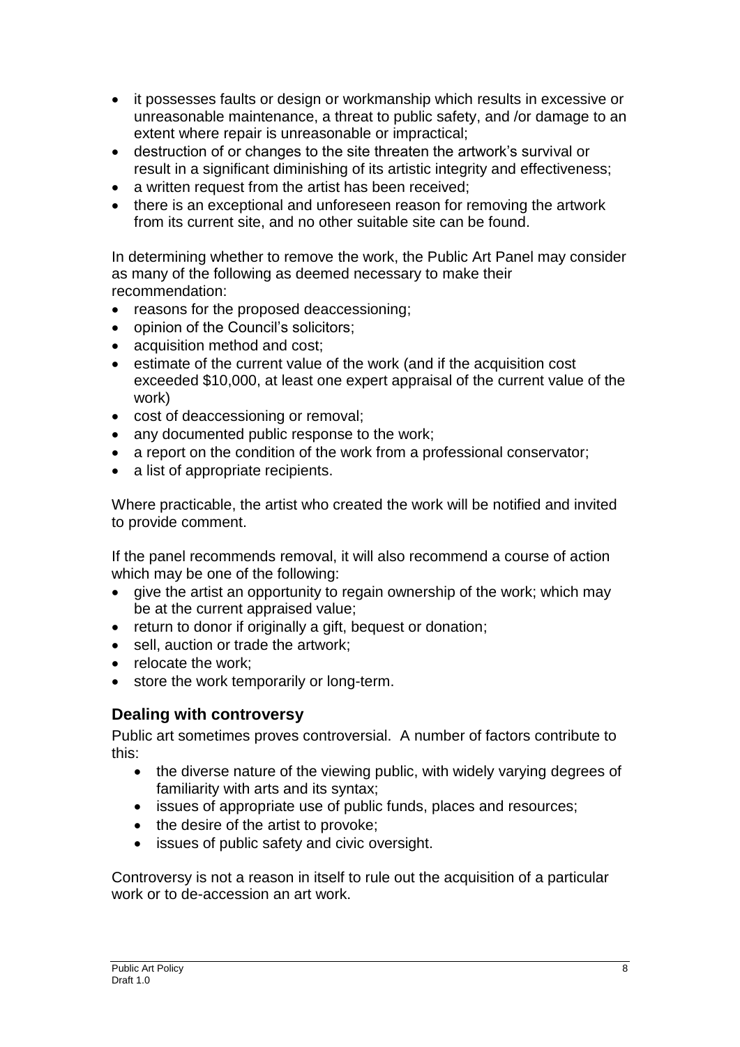- it possesses faults or design or workmanship which results in excessive or unreasonable maintenance, a threat to public safety, and /or damage to an extent where repair is unreasonable or impractical;
- destruction of or changes to the site threaten the artwork's survival or result in a significant diminishing of its artistic integrity and effectiveness;
- a written request from the artist has been received;
- there is an exceptional and unforeseen reason for removing the artwork from its current site, and no other suitable site can be found.

In determining whether to remove the work, the Public Art Panel may consider as many of the following as deemed necessary to make their recommendation:

- reasons for the proposed deaccessioning;
- opinion of the Council's solicitors;
- acquisition method and cost;
- estimate of the current value of the work (and if the acquisition cost exceeded $10,000, at least one expert appraisal of the current value of the work)
- cost of deaccessioning or removal;
- any documented public response to the work;
- a report on the condition of the work from a professional conservator;
- a list of appropriate recipients.

Where practicable, the artist who created the work will be notified and invited to provide comment.

If the panel recommends removal, it will also recommend a course of action which may be one of the following:

- give the artist an opportunity to regain ownership of the work; which may be at the current appraised value;
- return to donor if originally a gift, bequest or donation;
- sell, auction or trade the artwork;
- relocate the work;
- store the work temporarily or long-term.

## Dealing with controversy

Public art sometimes proves controversial. A number of factors contribute to this:

- the diverse nature of the viewing public, with widely varying degrees of familiarity with arts and its syntax;
- issues of appropriate use of public funds, places and resources;
- the desire of the artist to provoke;
- issues of public safety and civic oversight.

Controversy is not a reason in itself to rule out the acquisition of a particular work or to de-accession an art work.